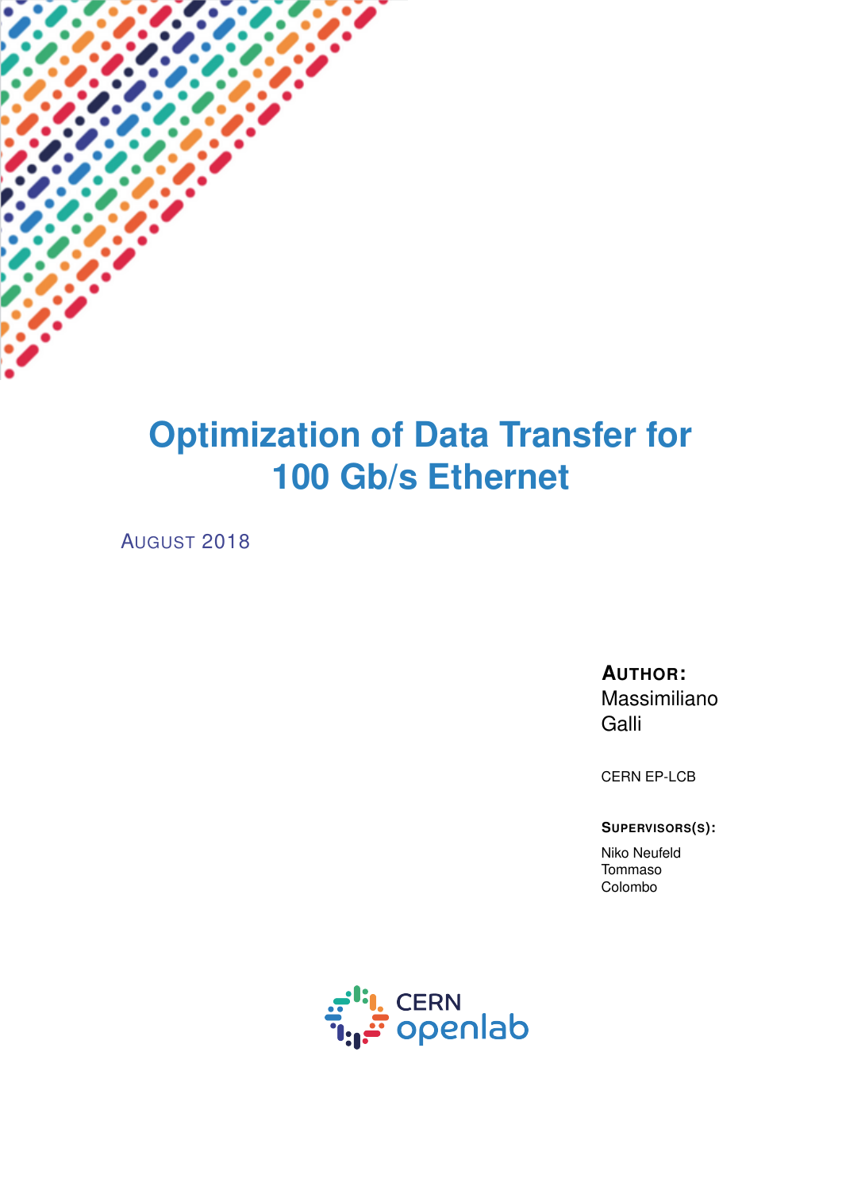# Optimization of Data Transfer for 100 Gb/s Ethernet

AUGUST 2018

**AUTHOR:**
Massimiliano Galli

CERN EP-LCB

**SUPERVISORS(S):**

Niko Neufeld
Tommaso Colombo

CERN openlab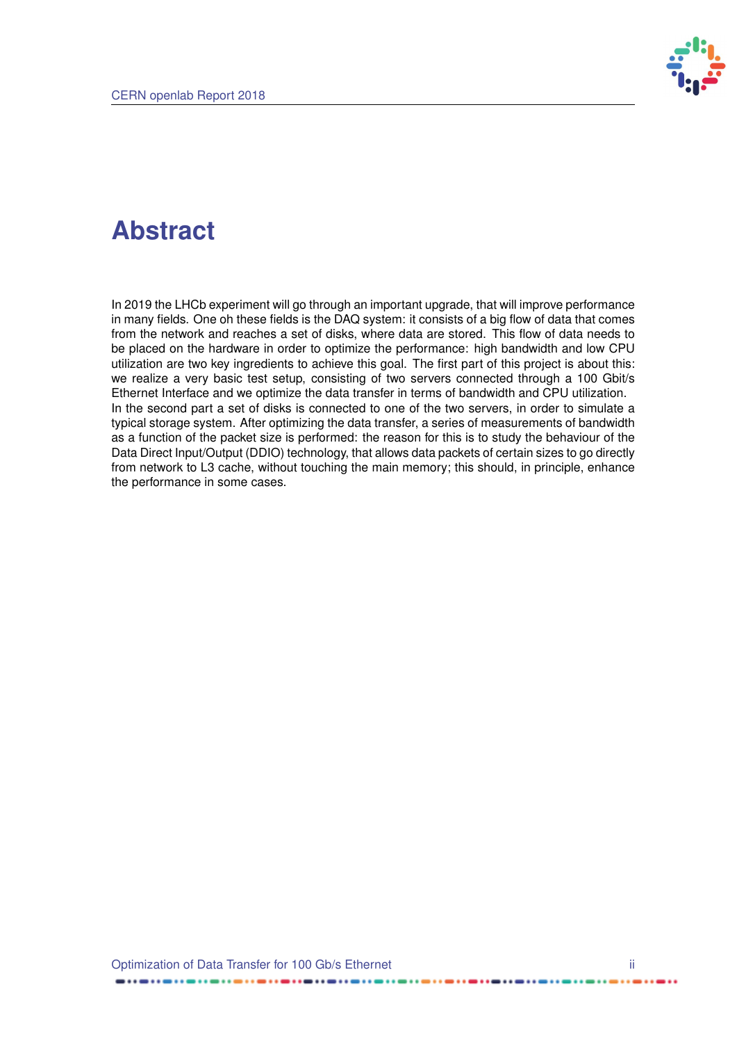# Abstract

In 2019 the LHCb experiment will go through an important upgrade, that will improve performance in many fields. One oh these fields is the DAQ system: it consists of a big flow of data that comes from the network and reaches a set of disks, where data are stored. This flow of data needs to be placed on the hardware in order to optimize the performance: high bandwidth and low CPU utilization are two key ingredients to achieve this goal. The first part of this project is about this: we realize a very basic test setup, consisting of two servers connected through a 100 Gbit/s Ethernet Interface and we optimize the data transfer in terms of bandwidth and CPU utilization.
In the second part a set of disks is connected to one of the two servers, in order to simulate a typical storage system. After optimizing the data transfer, a series of measurements of bandwidth as a function of the packet size is performed: the reason for this is to study the behaviour of the Data Direct Input/Output (DDIO) technology, that allows data packets of certain sizes to go directly from network to L3 cache, without touching the main memory; this should, in principle, enhance the performance in some cases.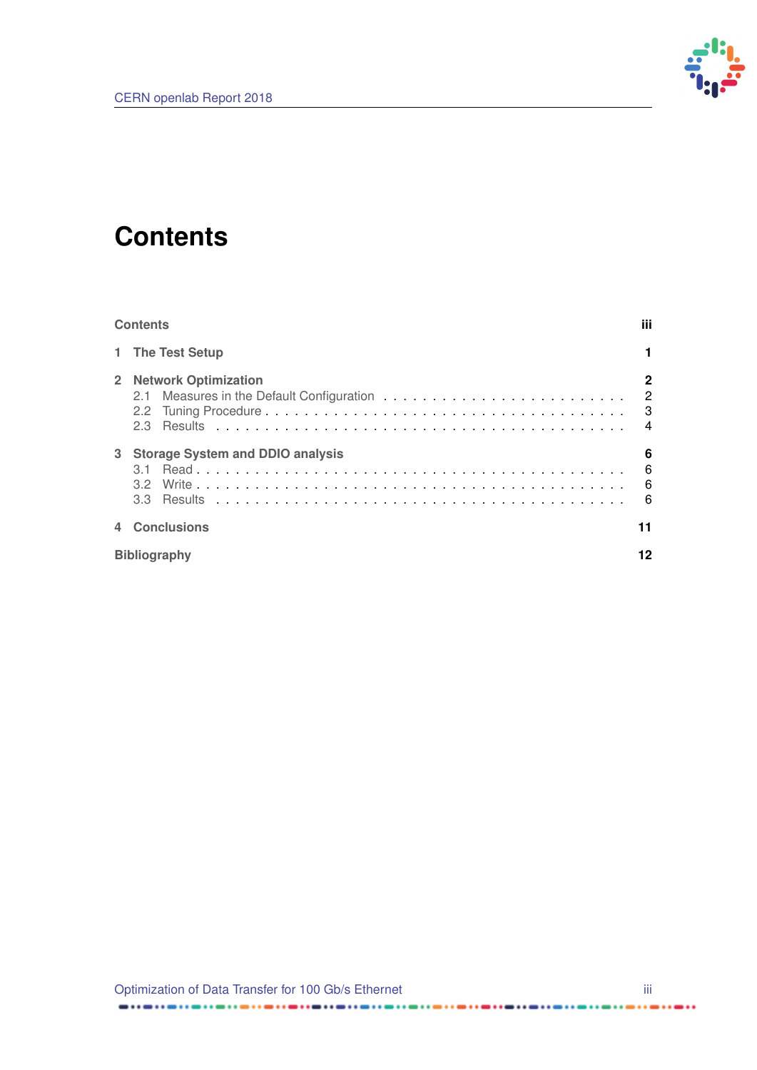# Contents

**Contents** **iii**

**1 The Test Setup** **1**

**2 Network Optimization** **2**
- 2.1 Measures in the Default Configuration . . . . . . . . . . . . . . . . . . . . . . . . 2
- 2.2 Tuning Procedure . . . . . . . . . . . . . . . . . . . . . . . . . . . . . . . . . . 3
- 2.3 Results . . . . . . . . . . . . . . . . . . . . . . . . . . . . . . . . . . . . . . . 4

**3 Storage System and DDIO analysis** **6**
- 3.1 Read . . . . . . . . . . . . . . . . . . . . . . . . . . . . . . . . . . . . . . . . 6
- 3.2 Write . . . . . . . . . . . . . . . . . . . . . . . . . . . . . . . . . . . . . . . . 6
- 3.3 Results . . . . . . . . . . . . . . . . . . . . . . . . . . . . . . . . . . . . . . . 6

**4 Conclusions** **11**

**Bibliography** **12**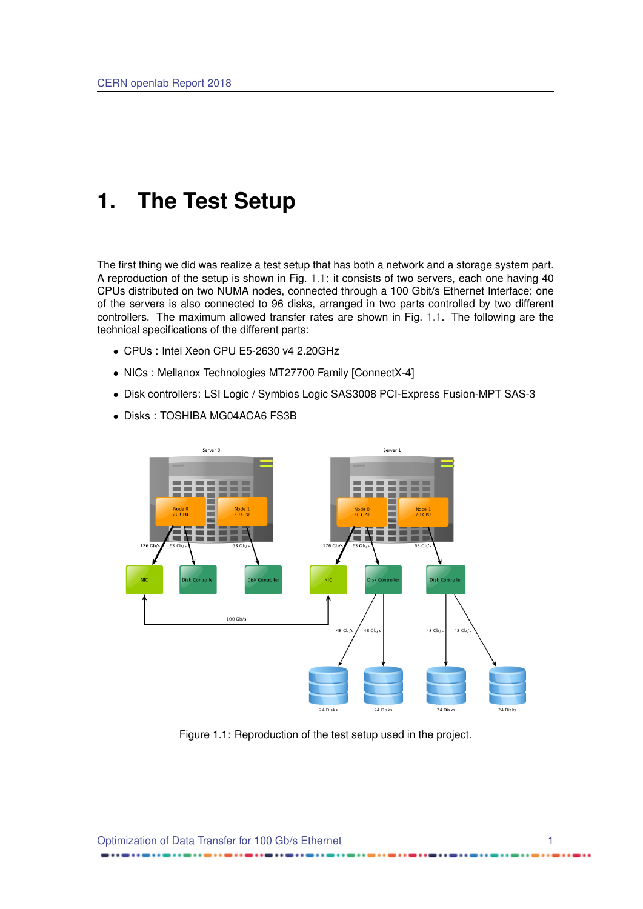# 1. The Test Setup

The first thing we did was realize a test setup that has both a network and a storage system part. A reproduction of the setup is shown in Fig. 1.1: it consists of two servers, each one having 40 CPUs distributed on two NUMA nodes, connected through a 100 Gbit/s Ethernet Interface; one of the servers is also connected to 96 disks, arranged in two parts controlled by two different controllers. The maximum allowed transfer rates are shown in Fig. 1.1. The following are the technical specifications of the different parts:

- CPUs : Intel Xeon CPU E5-2630 v4 2.20GHz
- NICs : Mellanox Technologies MT27700 Family [ConnectX-4]
- Disk controllers: LSI Logic / Symbios Logic SAS3008 PCI-Express Fusion-MPT SAS-3
- Disks : TOSHIBA MG04ACA6 FS3B

Figure 1.1: Reproduction of the test setup used in the project.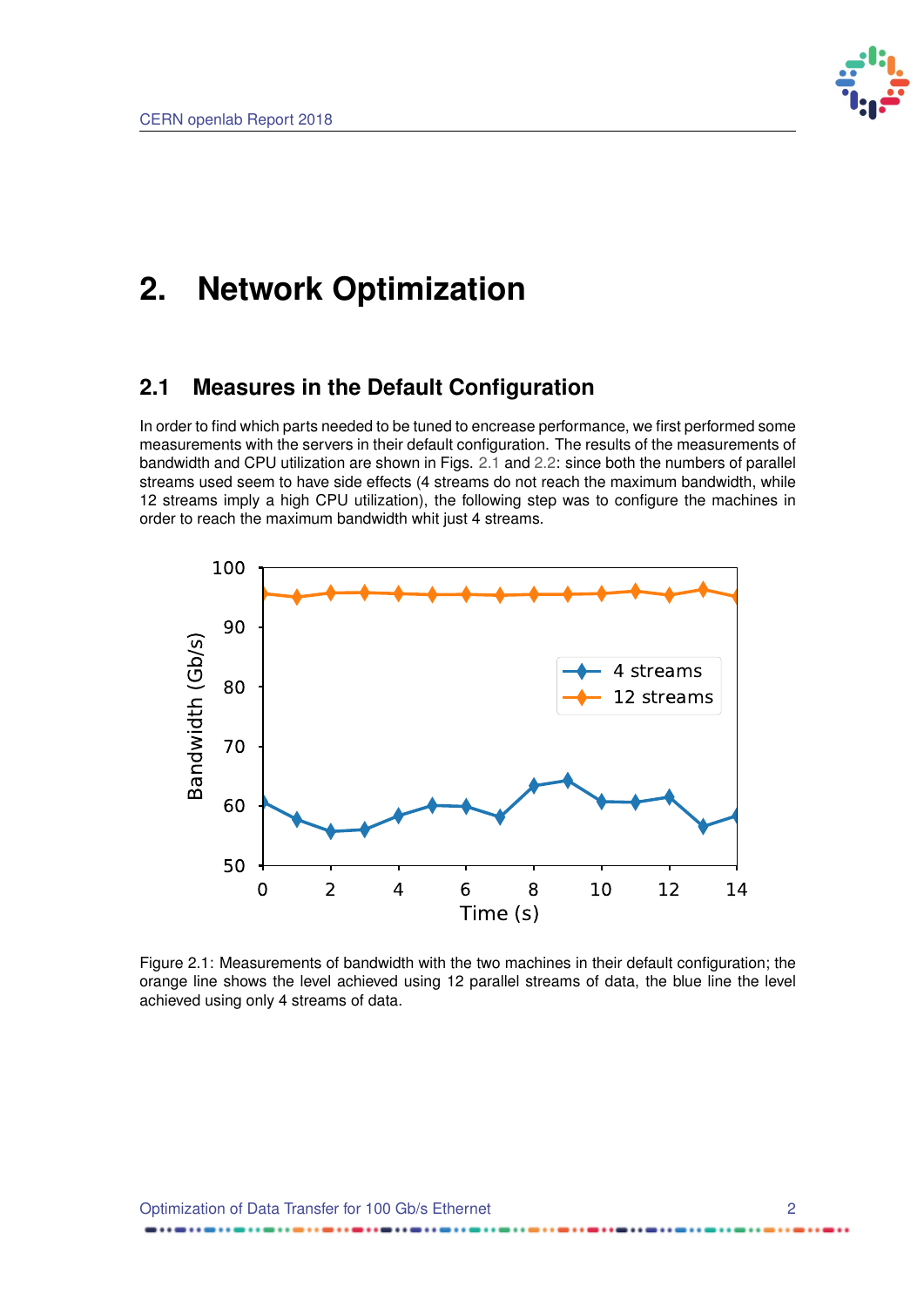# 2. Network Optimization

## 2.1 Measures in the Default Configuration

In order to find which parts needed to be tuned to encrease performance, we first performed some measurements with the servers in their default configuration. The results of the measurements of bandwidth and CPU utilization are shown in Figs. 2.1 and 2.2: since both the numbers of parallel streams used seem to have side effects (4 streams do not reach the maximum bandwidth, while 12 streams imply a high CPU utilization), the following step was to configure the machines in order to reach the maximum bandwidth whit just 4 streams.

Figure 2.1: Measurements of bandwidth with the two machines in their default configuration; the orange line shows the level achieved using 12 parallel streams of data, the blue line the level achieved using only 4 streams of data.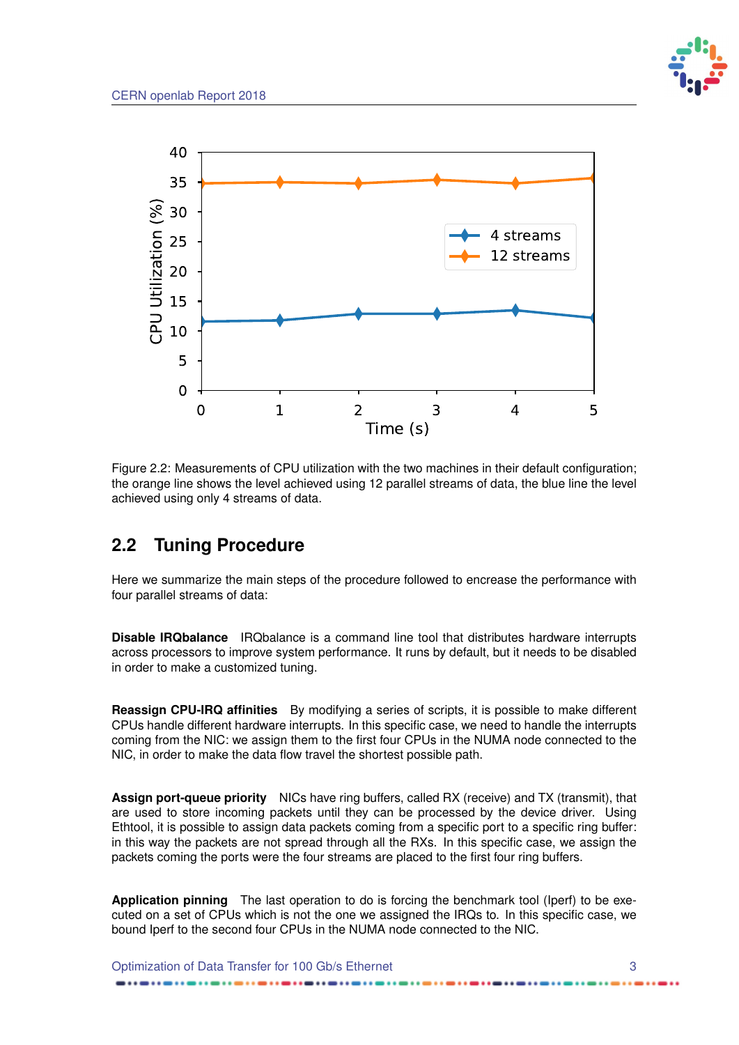Figure 2.2: Measurements of CPU utilization with the two machines in their default configuration; the orange line shows the level achieved using 12 parallel streams of data, the blue line the level achieved using only 4 streams of data.

## 2.2 Tuning Procedure

Here we summarize the main steps of the procedure followed to encrease the performance with four parallel streams of data:

**Disable IRQbalance** IRQbalance is a command line tool that distributes hardware interrupts across processors to improve system performance. It runs by default, but it needs to be disabled in order to make a customized tuning.

**Reassign CPU-IRQ affinities** By modifying a series of scripts, it is possible to make different CPUs handle different hardware interrupts. In this specific case, we need to handle the interrupts coming from the NIC: we assign them to the first four CPUs in the NUMA node connected to the NIC, in order to make the data flow travel the shortest possible path.

**Assign port-queue priority** NICs have ring buffers, called RX (receive) and TX (transmit), that are used to store incoming packets until they can be processed by the device driver. Using Ethtool, it is possible to assign data packets coming from a specific port to a specific ring buffer: in this way the packets are not spread through all the RXs. In this specific case, we assign the packets coming the ports were the four streams are placed to the first four ring buffers.

**Application pinning** The last operation to do is forcing the benchmark tool (Iperf) to be executed on a set of CPUs which is not the one we assigned the IRQs to. In this specific case, we bound Iperf to the second four CPUs in the NUMA node connected to the NIC.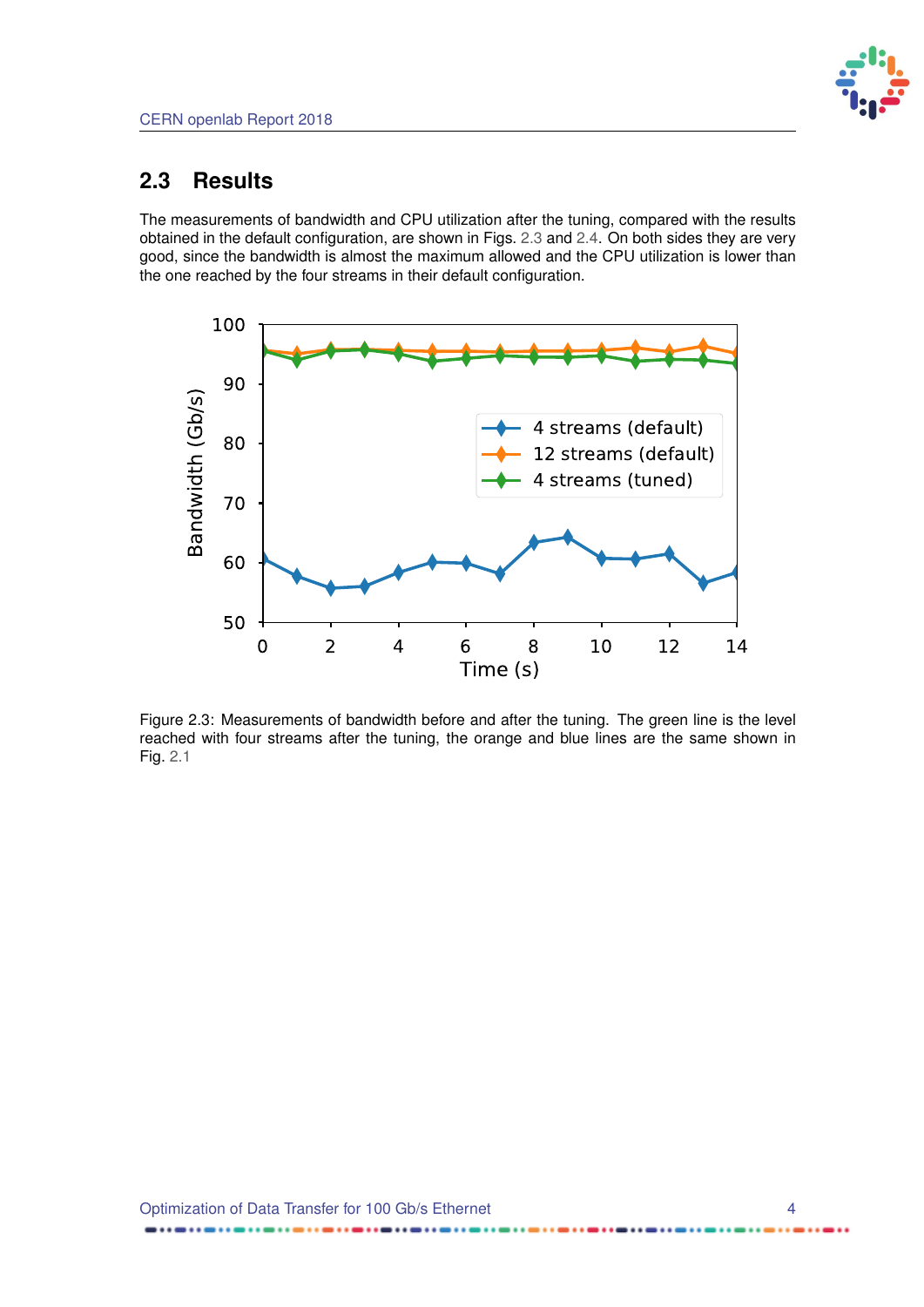## 2.3 Results

The measurements of bandwidth and CPU utilization after the tuning, compared with the results obtained in the default configuration, are shown in Figs. 2.3 and 2.4. On both sides they are very good, since the bandwidth is almost the maximum allowed and the CPU utilization is lower than the one reached by the four streams in their default configuration.

Figure 2.3: Measurements of bandwidth before and after the tuning. The green line is the level reached with four streams after the tuning, the orange and blue lines are the same shown in Fig. 2.1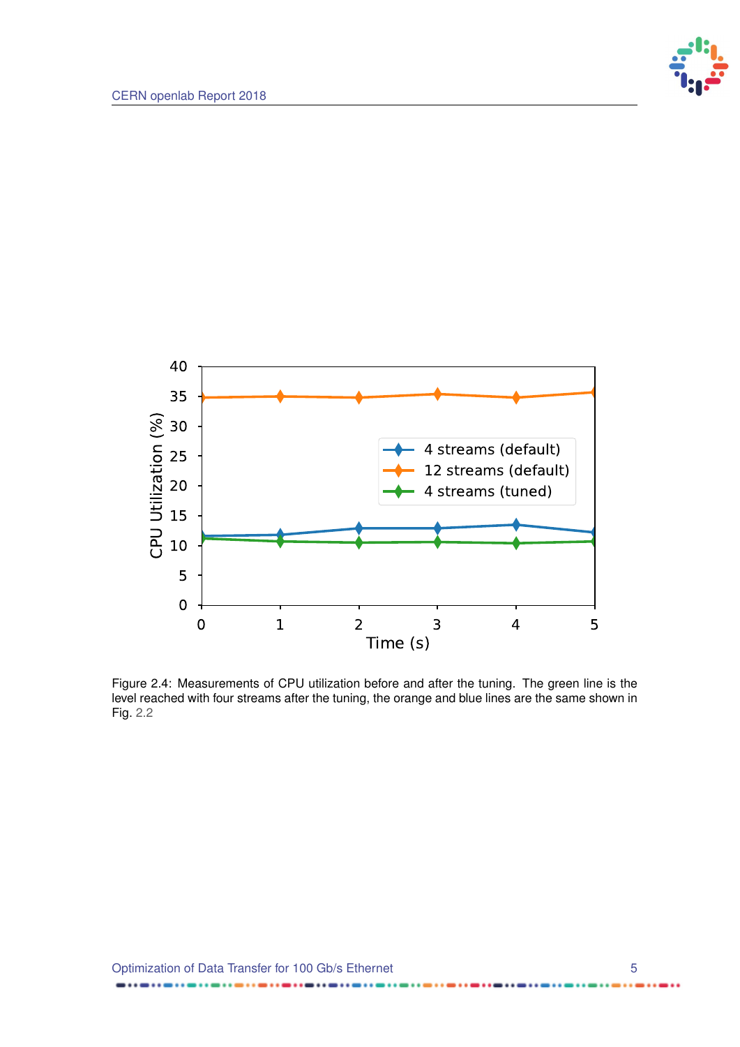Figure 2.4: Measurements of CPU utilization before and after the tuning. The green line is the level reached with four streams after the tuning, the orange and blue lines are the same shown in Fig. 2.2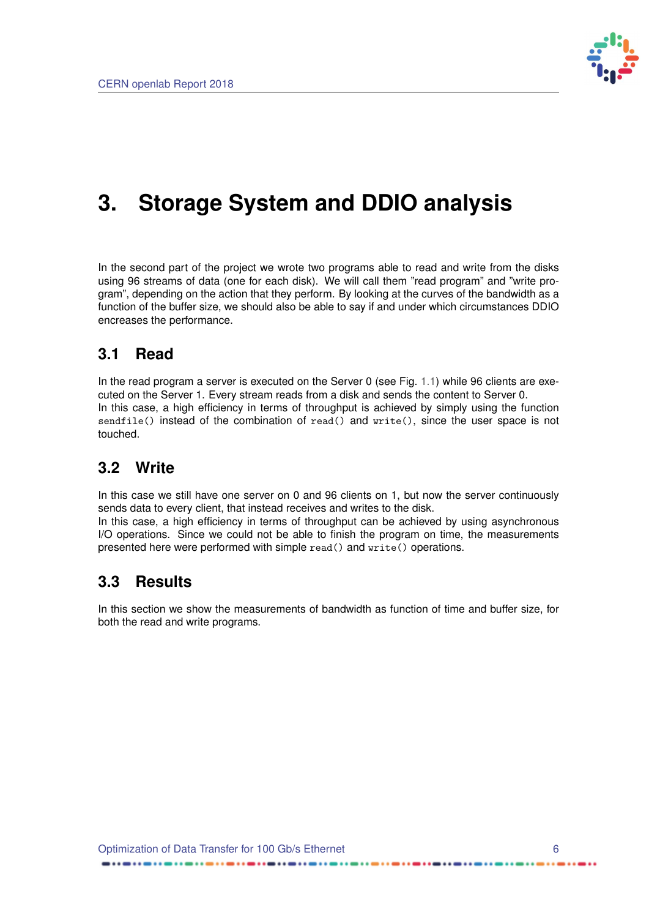# 3. Storage System and DDIO analysis

In the second part of the project we wrote two programs able to read and write from the disks using 96 streams of data (one for each disk). We will call them "read program" and "write program", depending on the action that they perform. By looking at the curves of the bandwidth as a function of the buffer size, we should also be able to say if and under which circumstances DDIO encreases the performance.

## 3.1 Read

In the read program a server is executed on the Server 0 (see Fig. 1.1) while 96 clients are executed on the Server 1. Every stream reads from a disk and sends the content to Server 0.
In this case, a high efficiency in terms of throughput is achieved by simply using the function `sendfile()` instead of the combination of `read()` and `write()`, since the user space is not touched.

## 3.2 Write

In this case we still have one server on 0 and 96 clients on 1, but now the server continuously sends data to every client, that instead receives and writes to the disk.
In this case, a high efficiency in terms of throughput can be achieved by using asynchronous I/O operations. Since we could not be able to finish the program on time, the measurements presented here were performed with simple `read()` and `write()` operations.

## 3.3 Results

In this section we show the measurements of bandwidth as function of time and buffer size, for both the read and write programs.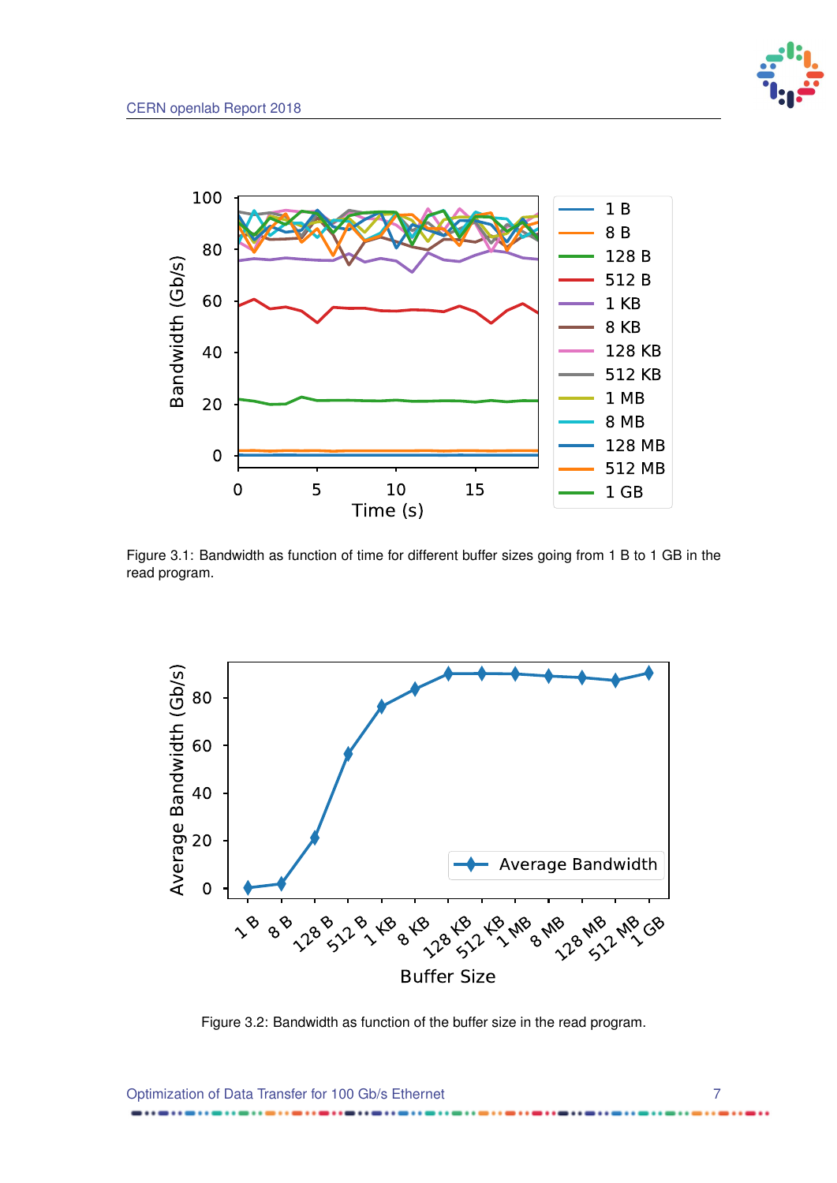Figure 3.1: Bandwidth as function of time for different buffer sizes going from 1 B to 1 GB in the read program.

Figure 3.2: Bandwidth as function of the buffer size in the read program.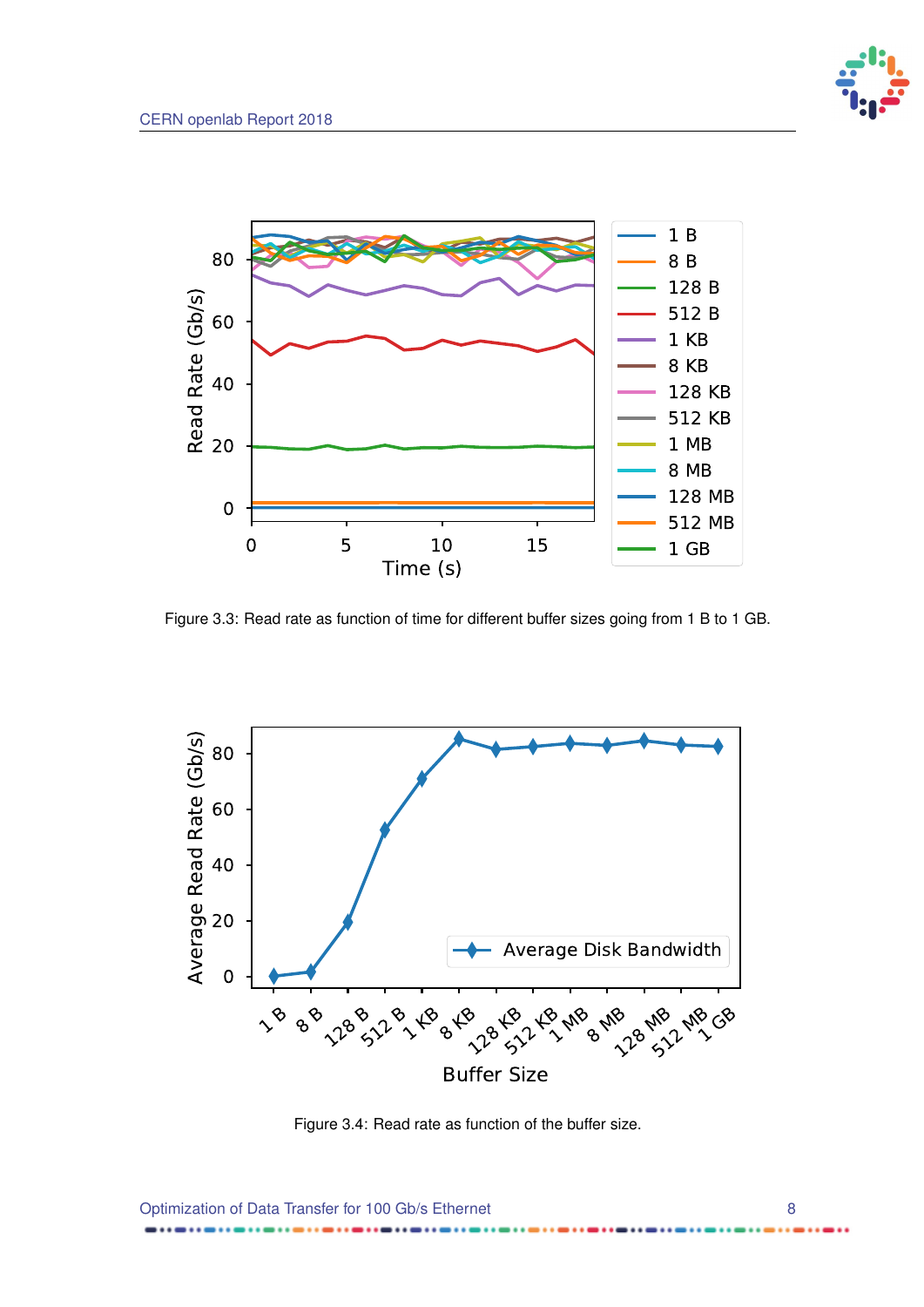Figure 3.3: Read rate as function of time for different buffer sizes going from 1 B to 1 GB.

Figure 3.4: Read rate as function of the buffer size.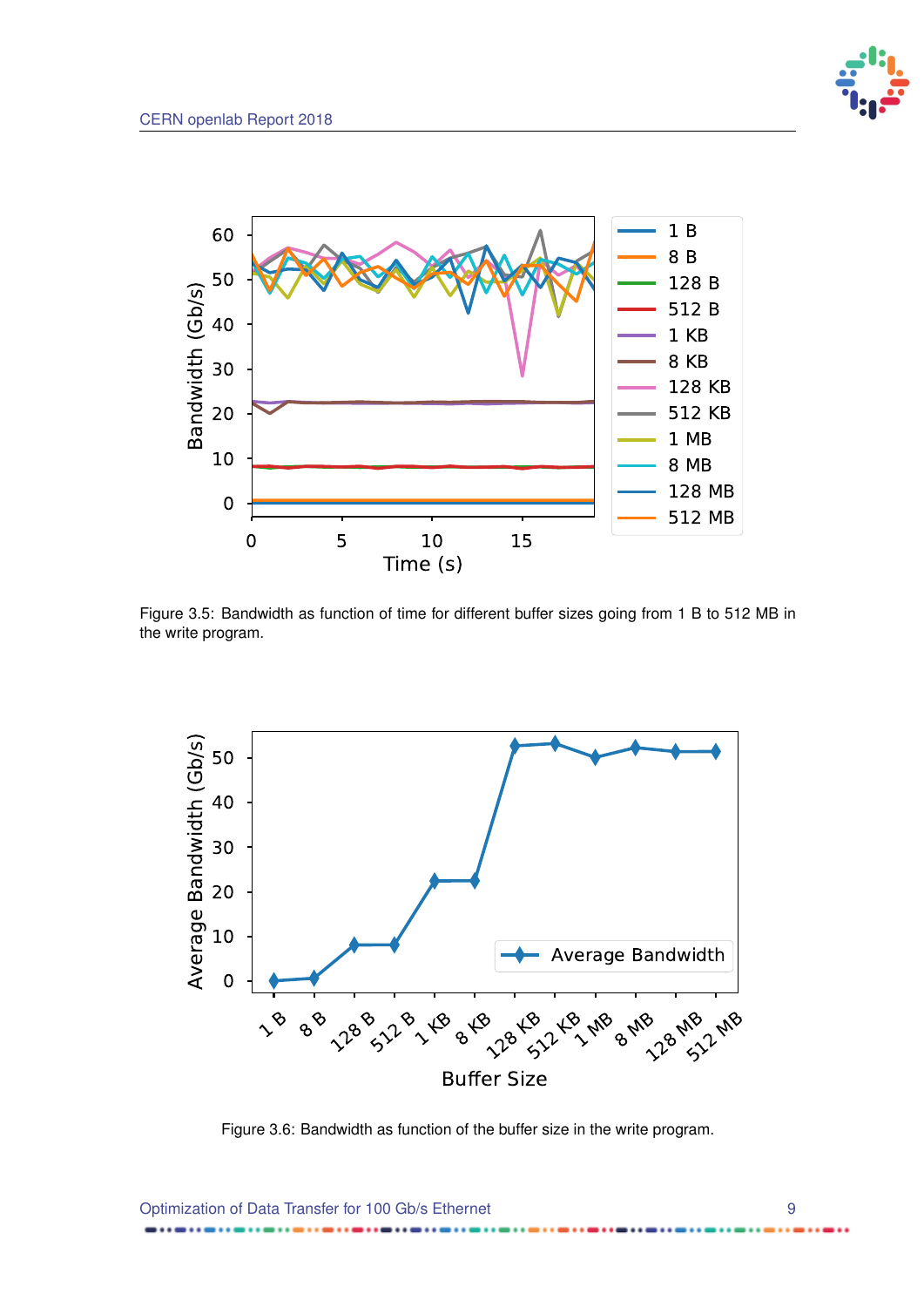Figure 3.5: Bandwidth as function of time for different buffer sizes going from 1 B to 512 MB in the write program.

Figure 3.6: Bandwidth as function of the buffer size in the write program.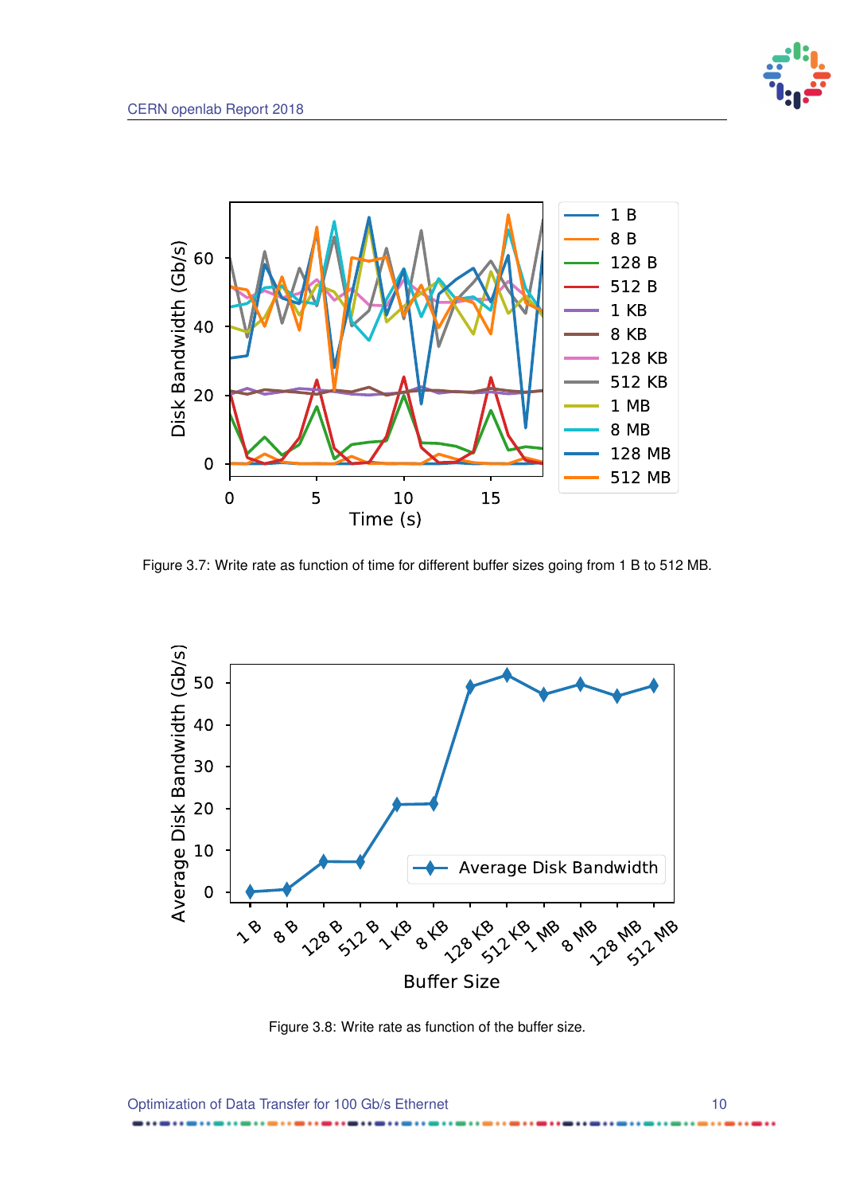Figure 3.7: Write rate as function of time for different buffer sizes going from 1 B to 512 MB.

Figure 3.8: Write rate as function of the buffer size.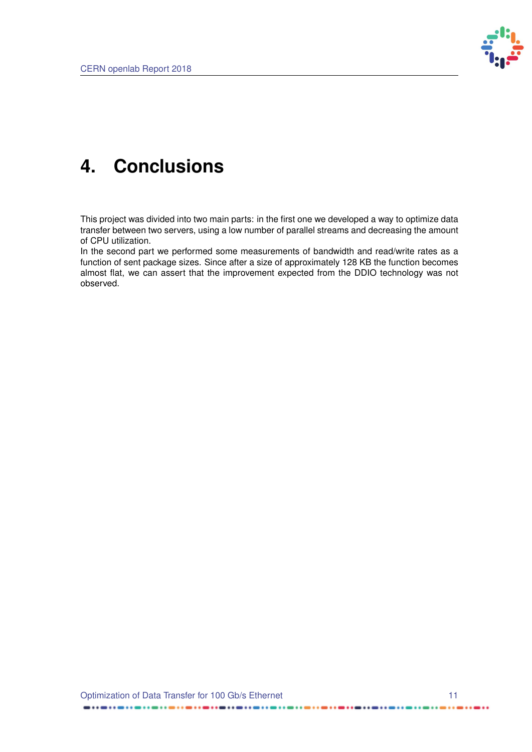# 4. Conclusions

This project was divided into two main parts: in the first one we developed a way to optimize data transfer between two servers, using a low number of parallel streams and decreasing the amount of CPU utilization.
In the second part we performed some measurements of bandwidth and read/write rates as a function of sent package sizes. Since after a size of approximately 128 KB the function becomes almost flat, we can assert that the improvement expected from the DDIO technology was not observed.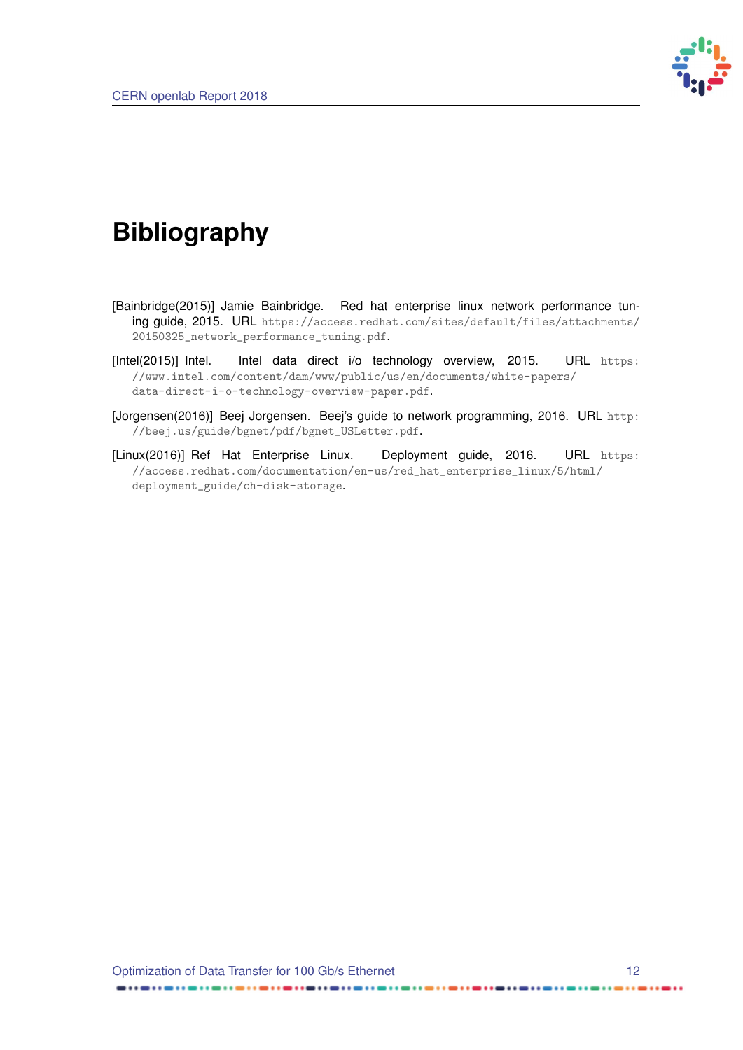# Bibliography

[Bainbridge(2015)] Jamie Bainbridge. Red hat enterprise linux network performance tuning guide, 2015. URL https://access.redhat.com/sites/default/files/attachments/20150325_network_performance_tuning.pdf.

[Intel(2015)] Intel. Intel data direct i/o technology overview, 2015. URL https://www.intel.com/content/dam/www/public/us/en/documents/white-papers/data-direct-i-o-technology-overview-paper.pdf.

[Jorgensen(2016)] Beej Jorgensen. Beej's guide to network programming, 2016. URL http://beej.us/guide/bgnet/pdf/bgnet_USLetter.pdf.

[Linux(2016)] Ref Hat Enterprise Linux. Deployment guide, 2016. URL https://access.redhat.com/documentation/en-us/red_hat_enterprise_linux/5/html/deployment_guide/ch-disk-storage.